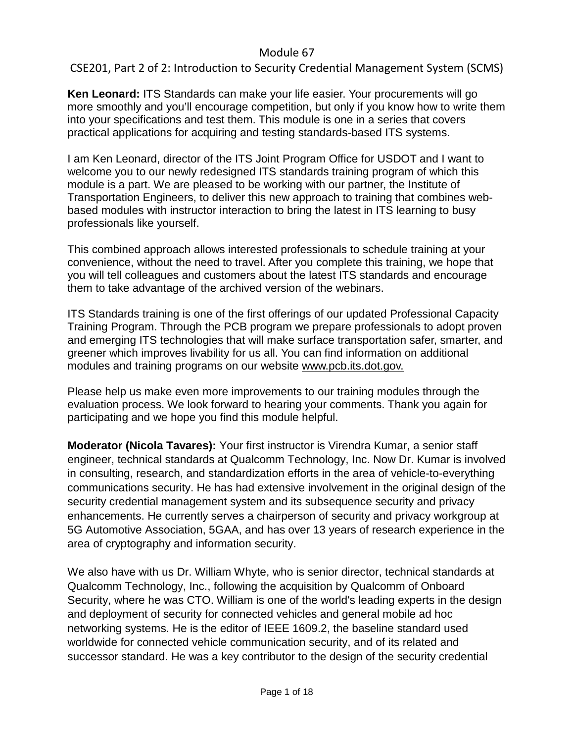# Module 67

## CSE201, Part 2 of 2: Introduction to Security Credential Management System (SCMS)

**Ken Leonard:** ITS Standards can make your life easier. Your procurements will go more smoothly and you'll encourage competition, but only if you know how to write them into your specifications and test them. This module is one in a series that covers practical applications for acquiring and testing standards-based ITS systems.

I am Ken Leonard, director of the ITS Joint Program Office for USDOT and I want to welcome you to our newly redesigned ITS standards training program of which this module is a part. We are pleased to be working with our partner, the Institute of Transportation Engineers, to deliver this new approach to training that combines web-based modules with instructor interaction to bring the latest in ITS learning to busy professionals like yourself.

This combined approach allows interested professionals to schedule training at your convenience, without the need to travel. After you complete this training, we hope that you will tell colleagues and customers about the latest ITS standards and encourage them to take advantage of the archived version of the webinars.

ITS Standards training is one of the first offerings of our updated Professional Capacity Training Program. Through the PCB program we prepare professionals to adopt proven and emerging ITS technologies that will make surface transportation safer, smarter, and greener which improves livability for us all. You can find information on additional modules and training programs on our website www.pcb.its.dot.gov.

Please help us make even more improvements to our training modules through the evaluation process. We look forward to hearing your comments. Thank you again for participating and we hope you find this module helpful.

**Moderator (Nicola Tavares):** Your first instructor is Virendra Kumar, a senior staff engineer, technical standards at Qualcomm Technology, Inc. Now Dr. Kumar is involved in consulting, research, and standardization efforts in the area of vehicle-to-everything communications security. He has had extensive involvement in the original design of the security credential management system and its subsequence security and privacy enhancements. He currently serves a chairperson of security and privacy workgroup at 5G Automotive Association, 5GAA, and has over 13 years of research experience in the area of cryptography and information security.

We also have with us Dr. William Whyte, who is senior director, technical standards at Qualcomm Technology, Inc., following the acquisition by Qualcomm of Onboard Security, where he was CTO. William is one of the world's leading experts in the design and deployment of security for connected vehicles and general mobile ad hoc networking systems. He is the editor of IEEE 1609.2, the baseline standard used worldwide for connected vehicle communication security, and of its related and successor standard. He was a key contributor to the design of the security credential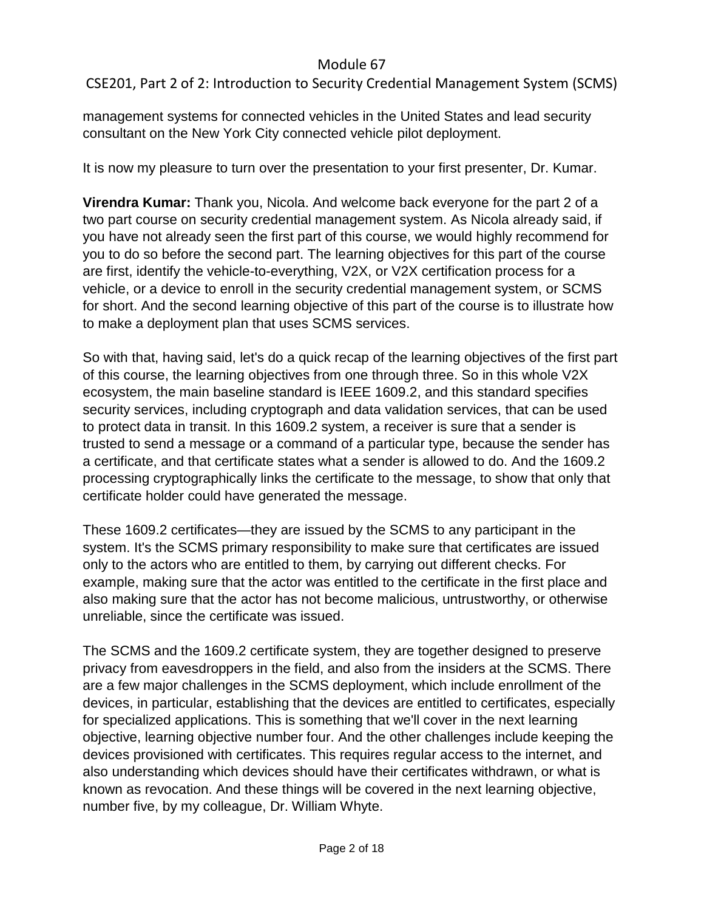management systems for connected vehicles in the United States and lead security consultant on the New York City connected vehicle pilot deployment.

It is now my pleasure to turn over the presentation to your first presenter, Dr. Kumar.

**Virendra Kumar:** Thank you, Nicola. And welcome back everyone for the part 2 of a two part course on security credential management system. As Nicola already said, if you have not already seen the first part of this course, we would highly recommend for you to do so before the second part. The learning objectives for this part of the course are first, identify the vehicle-to-everything, V2X, or V2X certification process for a vehicle, or a device to enroll in the security credential management system, or SCMS for short. And the second learning objective of this part of the course is to illustrate how to make a deployment plan that uses SCMS services.

So with that, having said, let's do a quick recap of the learning objectives of the first part of this course, the learning objectives from one through three. So in this whole V2X ecosystem, the main baseline standard is IEEE 1609.2, and this standard specifies security services, including cryptograph and data validation services, that can be used to protect data in transit. In this 1609.2 system, a receiver is sure that a sender is trusted to send a message or a command of a particular type, because the sender has a certificate, and that certificate states what a sender is allowed to do. And the 1609.2 processing cryptographically links the certificate to the message, to show that only that certificate holder could have generated the message.

These 1609.2 certificates—they are issued by the SCMS to any participant in the system. It's the SCMS primary responsibility to make sure that certificates are issued only to the actors who are entitled to them, by carrying out different checks. For example, making sure that the actor was entitled to the certificate in the first place and also making sure that the actor has not become malicious, untrustworthy, or otherwise unreliable, since the certificate was issued.

The SCMS and the 1609.2 certificate system, they are together designed to preserve privacy from eavesdroppers in the field, and also from the insiders at the SCMS. There are a few major challenges in the SCMS deployment, which include enrollment of the devices, in particular, establishing that the devices are entitled to certificates, especially for specialized applications. This is something that we'll cover in the next learning objective, learning objective number four. And the other challenges include keeping the devices provisioned with certificates. This requires regular access to the internet, and also understanding which devices should have their certificates withdrawn, or what is known as revocation. And these things will be covered in the next learning objective, number five, by my colleague, Dr. William Whyte.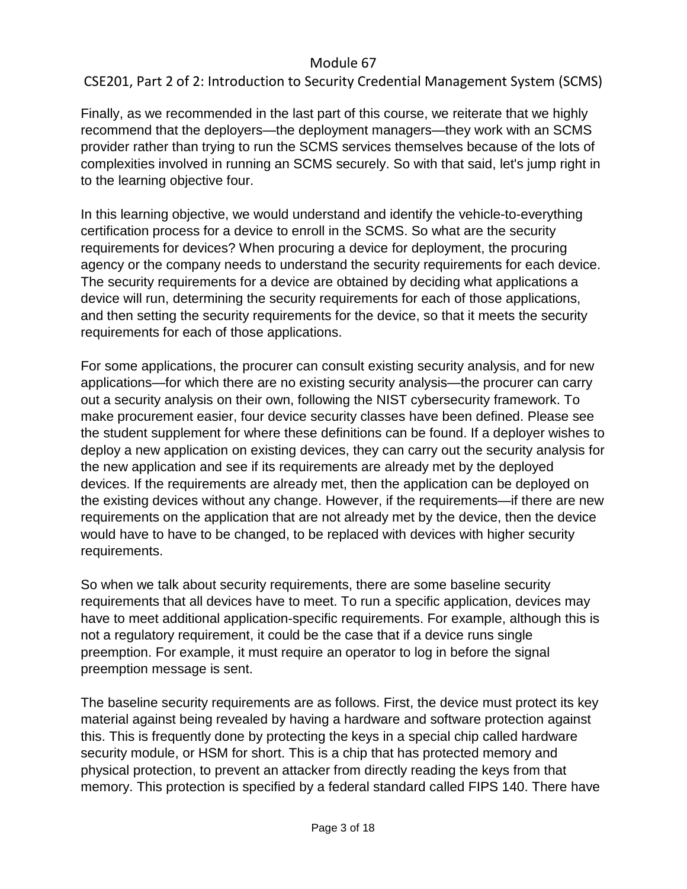Finally, as we recommended in the last part of this course, we reiterate that we highly recommend that the deployers—the deployment managers—they work with an SCMS provider rather than trying to run the SCMS services themselves because of the lots of complexities involved in running an SCMS securely. So with that said, let's jump right in to the learning objective four.

In this learning objective, we would understand and identify the vehicle-to-everything certification process for a device to enroll in the SCMS. So what are the security requirements for devices? When procuring a device for deployment, the procuring agency or the company needs to understand the security requirements for each device. The security requirements for a device are obtained by deciding what applications a device will run, determining the security requirements for each of those applications, and then setting the security requirements for the device, so that it meets the security requirements for each of those applications.

For some applications, the procurer can consult existing security analysis, and for new applications—for which there are no existing security analysis—the procurer can carry out a security analysis on their own, following the NIST cybersecurity framework. To make procurement easier, four device security classes have been defined. Please see the student supplement for where these definitions can be found. If a deployer wishes to deploy a new application on existing devices, they can carry out the security analysis for the new application and see if its requirements are already met by the deployed devices. If the requirements are already met, then the application can be deployed on the existing devices without any change. However, if the requirements—if there are new requirements on the application that are not already met by the device, then the device would have to have to be changed, to be replaced with devices with higher security requirements.

So when we talk about security requirements, there are some baseline security requirements that all devices have to meet. To run a specific application, devices may have to meet additional application-specific requirements. For example, although this is not a regulatory requirement, it could be the case that if a device runs single preemption. For example, it must require an operator to log in before the signal preemption message is sent.

The baseline security requirements are as follows. First, the device must protect its key material against being revealed by having a hardware and software protection against this. This is frequently done by protecting the keys in a special chip called hardware security module, or HSM for short. This is a chip that has protected memory and physical protection, to prevent an attacker from directly reading the keys from that memory. This protection is specified by a federal standard called FIPS 140. There have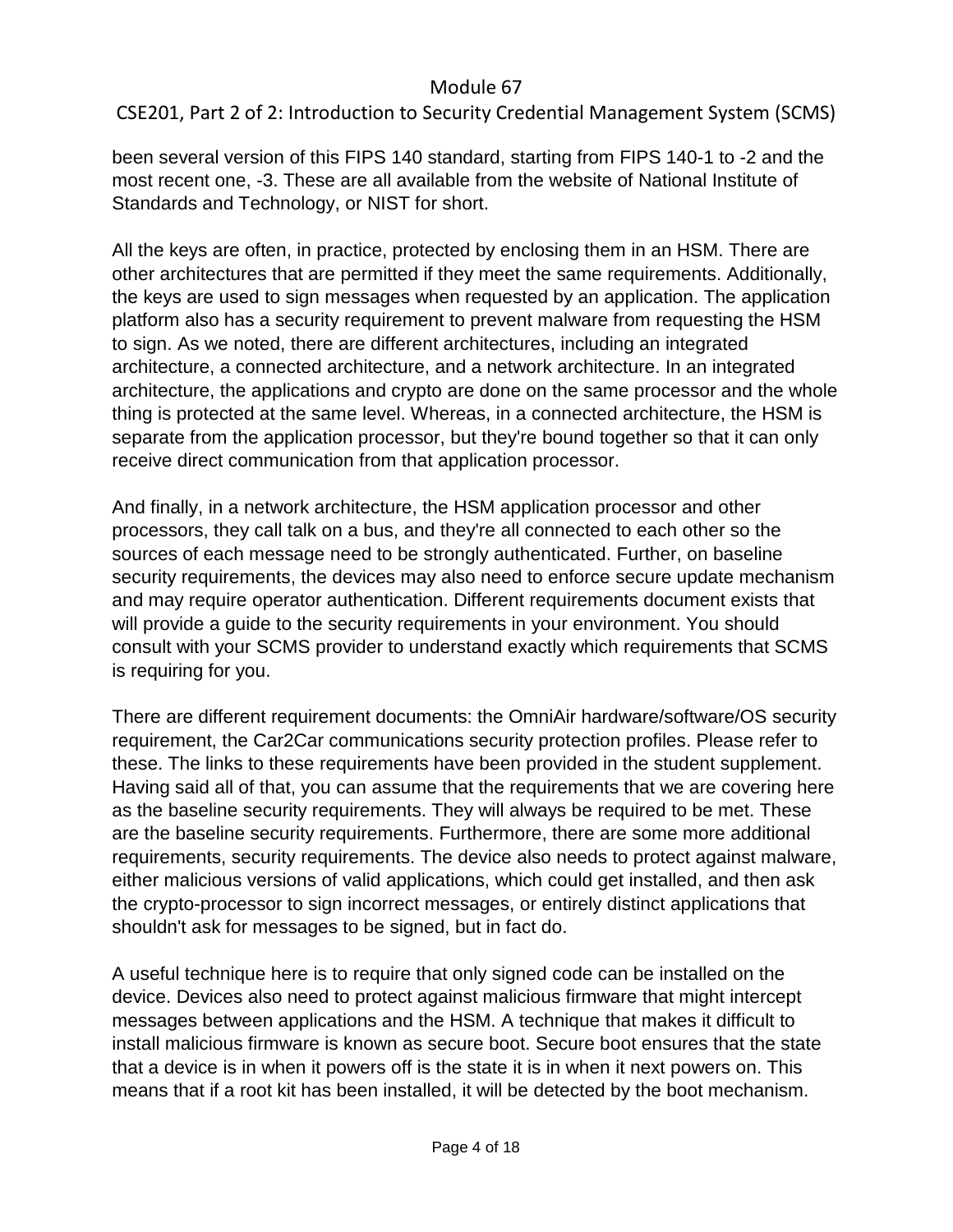been several version of this FIPS 140 standard, starting from FIPS 140-1 to -2 and the most recent one, -3. These are all available from the website of National Institute of Standards and Technology, or NIST for short.

All the keys are often, in practice, protected by enclosing them in an HSM. There are other architectures that are permitted if they meet the same requirements. Additionally, the keys are used to sign messages when requested by an application. The application platform also has a security requirement to prevent malware from requesting the HSM to sign. As we noted, there are different architectures, including an integrated architecture, a connected architecture, and a network architecture. In an integrated architecture, the applications and crypto are done on the same processor and the whole thing is protected at the same level. Whereas, in a connected architecture, the HSM is separate from the application processor, but they're bound together so that it can only receive direct communication from that application processor.

And finally, in a network architecture, the HSM application processor and other processors, they call talk on a bus, and they're all connected to each other so the sources of each message need to be strongly authenticated. Further, on baseline security requirements, the devices may also need to enforce secure update mechanism and may require operator authentication. Different requirements document exists that will provide a guide to the security requirements in your environment. You should consult with your SCMS provider to understand exactly which requirements that SCMS is requiring for you.

There are different requirement documents: the OmniAir hardware/software/OS security requirement, the Car2Car communications security protection profiles. Please refer to these. The links to these requirements have been provided in the student supplement. Having said all of that, you can assume that the requirements that we are covering here as the baseline security requirements. They will always be required to be met. These are the baseline security requirements. Furthermore, there are some more additional requirements, security requirements. The device also needs to protect against malware, either malicious versions of valid applications, which could get installed, and then ask the crypto-processor to sign incorrect messages, or entirely distinct applications that shouldn't ask for messages to be signed, but in fact do.

A useful technique here is to require that only signed code can be installed on the device. Devices also need to protect against malicious firmware that might intercept messages between applications and the HSM. A technique that makes it difficult to install malicious firmware is known as secure boot. Secure boot ensures that the state that a device is in when it powers off is the state it is in when it next powers on. This means that if a root kit has been installed, it will be detected by the boot mechanism.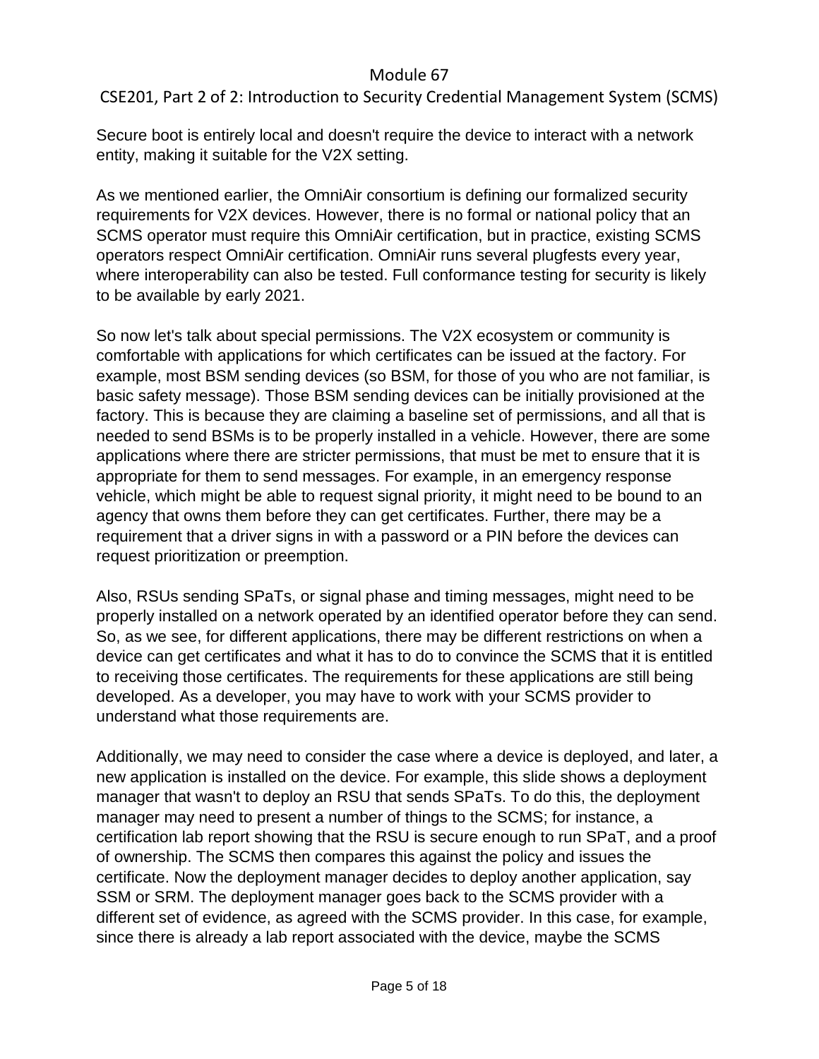Secure boot is entirely local and doesn't require the device to interact with a network entity, making it suitable for the V2X setting.

As we mentioned earlier, the OmniAir consortium is defining our formalized security requirements for V2X devices. However, there is no formal or national policy that an SCMS operator must require this OmniAir certification, but in practice, existing SCMS operators respect OmniAir certification. OmniAir runs several plugfests every year, where interoperability can also be tested. Full conformance testing for security is likely to be available by early 2021.

So now let's talk about special permissions. The V2X ecosystem or community is comfortable with applications for which certificates can be issued at the factory. For example, most BSM sending devices (so BSM, for those of you who are not familiar, is basic safety message). Those BSM sending devices can be initially provisioned at the factory. This is because they are claiming a baseline set of permissions, and all that is needed to send BSMs is to be properly installed in a vehicle. However, there are some applications where there are stricter permissions, that must be met to ensure that it is appropriate for them to send messages. For example, in an emergency response vehicle, which might be able to request signal priority, it might need to be bound to an agency that owns them before they can get certificates. Further, there may be a requirement that a driver signs in with a password or a PIN before the devices can request prioritization or preemption.

Also, RSUs sending SPaTs, or signal phase and timing messages, might need to be properly installed on a network operated by an identified operator before they can send. So, as we see, for different applications, there may be different restrictions on when a device can get certificates and what it has to do to convince the SCMS that it is entitled to receiving those certificates. The requirements for these applications are still being developed. As a developer, you may have to work with your SCMS provider to understand what those requirements are.

Additionally, we may need to consider the case where a device is deployed, and later, a new application is installed on the device. For example, this slide shows a deployment manager that wasn't to deploy an RSU that sends SPaTs. To do this, the deployment manager may need to present a number of things to the SCMS; for instance, a certification lab report showing that the RSU is secure enough to run SPaT, and a proof of ownership. The SCMS then compares this against the policy and issues the certificate. Now the deployment manager decides to deploy another application, say SSM or SRM. The deployment manager goes back to the SCMS provider with a different set of evidence, as agreed with the SCMS provider. In this case, for example, since there is already a lab report associated with the device, maybe the SCMS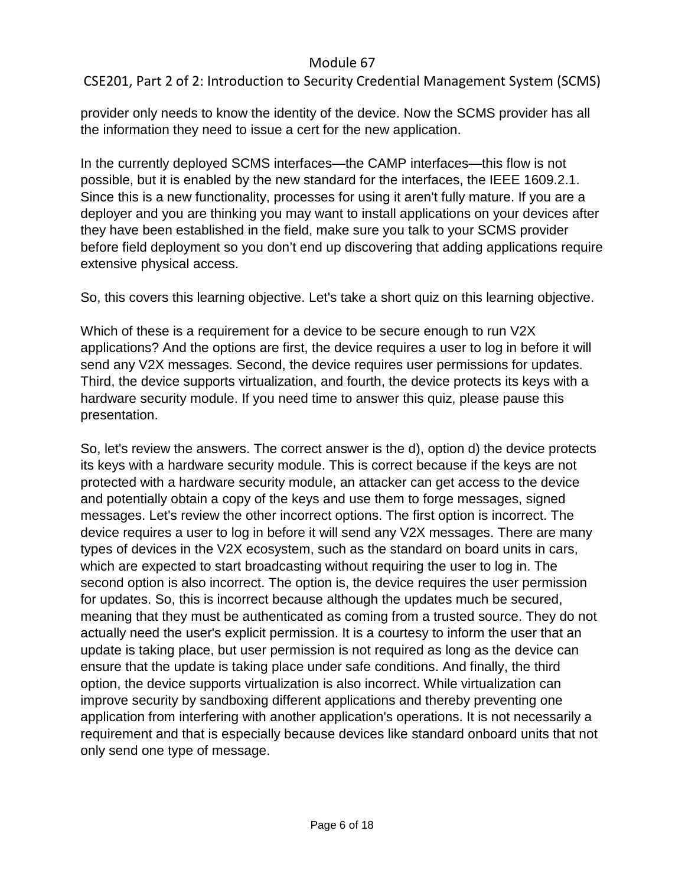provider only needs to know the identity of the device. Now the SCMS provider has all the information they need to issue a cert for the new application.

In the currently deployed SCMS interfaces—the CAMP interfaces—this flow is not possible, but it is enabled by the new standard for the interfaces, the IEEE 1609.2.1. Since this is a new functionality, processes for using it aren't fully mature. If you are a deployer and you are thinking you may want to install applications on your devices after they have been established in the field, make sure you talk to your SCMS provider before field deployment so you don't end up discovering that adding applications require extensive physical access.

So, this covers this learning objective. Let's take a short quiz on this learning objective.

Which of these is a requirement for a device to be secure enough to run V2X applications? And the options are first, the device requires a user to log in before it will send any V2X messages. Second, the device requires user permissions for updates. Third, the device supports virtualization, and fourth, the device protects its keys with a hardware security module. If you need time to answer this quiz, please pause this presentation.

So, let's review the answers. The correct answer is the d), option d) the device protects its keys with a hardware security module. This is correct because if the keys are not protected with a hardware security module, an attacker can get access to the device and potentially obtain a copy of the keys and use them to forge messages, signed messages. Let's review the other incorrect options. The first option is incorrect. The device requires a user to log in before it will send any V2X messages. There are many types of devices in the V2X ecosystem, such as the standard on board units in cars, which are expected to start broadcasting without requiring the user to log in. The second option is also incorrect. The option is, the device requires the user permission for updates. So, this is incorrect because although the updates much be secured, meaning that they must be authenticated as coming from a trusted source. They do not actually need the user's explicit permission. It is a courtesy to inform the user that an update is taking place, but user permission is not required as long as the device can ensure that the update is taking place under safe conditions. And finally, the third option, the device supports virtualization is also incorrect. While virtualization can improve security by sandboxing different applications and thereby preventing one application from interfering with another application's operations. It is not necessarily a requirement and that is especially because devices like standard onboard units that not only send one type of message.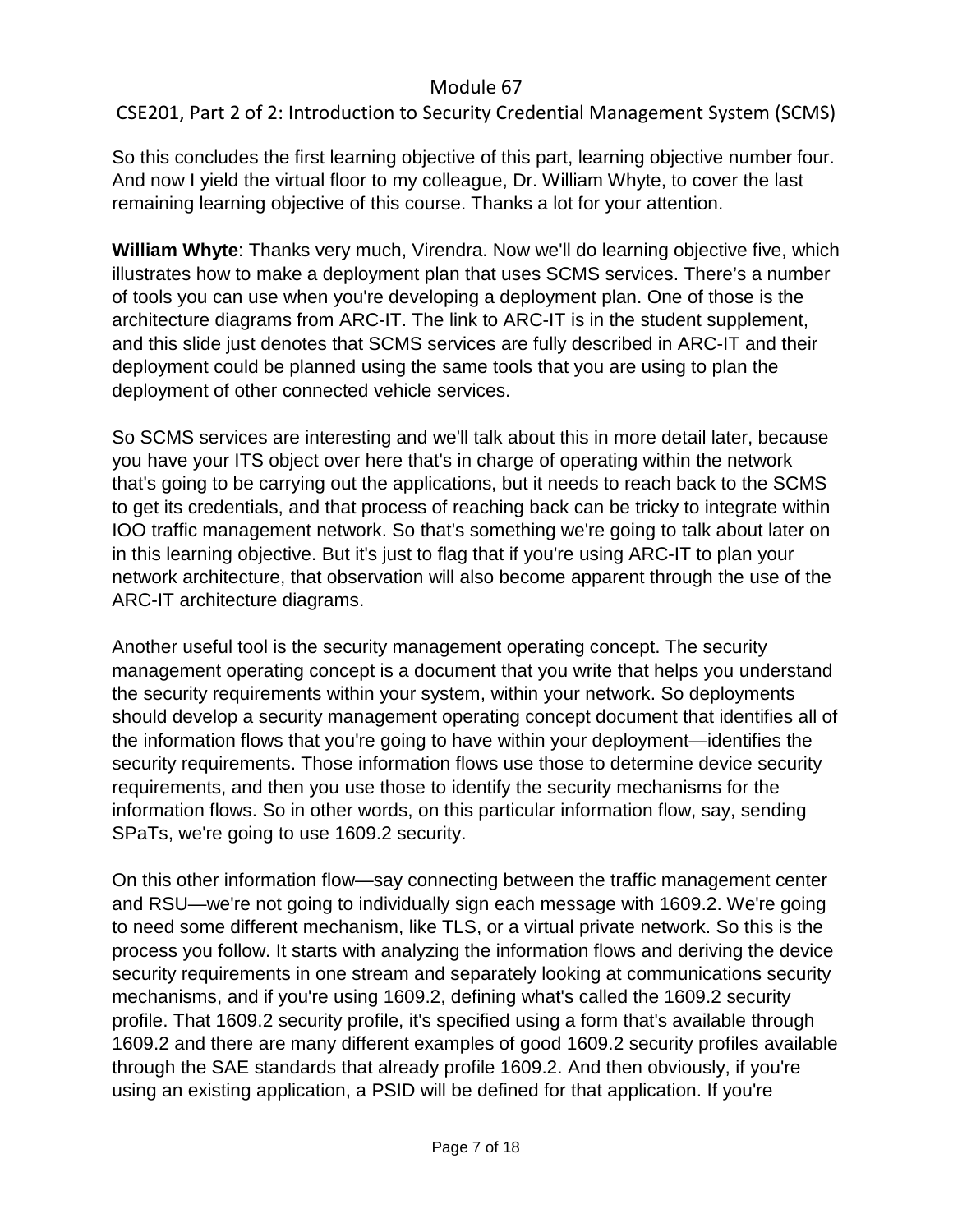So this concludes the first learning objective of this part, learning objective number four. And now I yield the virtual floor to my colleague, Dr. William Whyte, to cover the last remaining learning objective of this course. Thanks a lot for your attention.

**William Whyte**: Thanks very much, Virendra. Now we'll do learning objective five, which illustrates how to make a deployment plan that uses SCMS services. There's a number of tools you can use when you're developing a deployment plan. One of those is the architecture diagrams from ARC-IT. The link to ARC-IT is in the student supplement, and this slide just denotes that SCMS services are fully described in ARC-IT and their deployment could be planned using the same tools that you are using to plan the deployment of other connected vehicle services.

So SCMS services are interesting and we'll talk about this in more detail later, because you have your ITS object over here that's in charge of operating within the network that's going to be carrying out the applications, but it needs to reach back to the SCMS to get its credentials, and that process of reaching back can be tricky to integrate within IOO traffic management network. So that's something we're going to talk about later on in this learning objective. But it's just to flag that if you're using ARC-IT to plan your network architecture, that observation will also become apparent through the use of the ARC-IT architecture diagrams.

Another useful tool is the security management operating concept. The security management operating concept is a document that you write that helps you understand the security requirements within your system, within your network. So deployments should develop a security management operating concept document that identifies all of the information flows that you're going to have within your deployment—identifies the security requirements. Those information flows use those to determine device security requirements, and then you use those to identify the security mechanisms for the information flows. So in other words, on this particular information flow, say, sending SPaTs, we're going to use 1609.2 security.

On this other information flow—say connecting between the traffic management center and RSU—we're not going to individually sign each message with 1609.2. We're going to need some different mechanism, like TLS, or a virtual private network. So this is the process you follow. It starts with analyzing the information flows and deriving the device security requirements in one stream and separately looking at communications security mechanisms, and if you're using 1609.2, defining what's called the 1609.2 security profile. That 1609.2 security profile, it's specified using a form that's available through 1609.2 and there are many different examples of good 1609.2 security profiles available through the SAE standards that already profile 1609.2. And then obviously, if you're using an existing application, a PSID will be defined for that application. If you're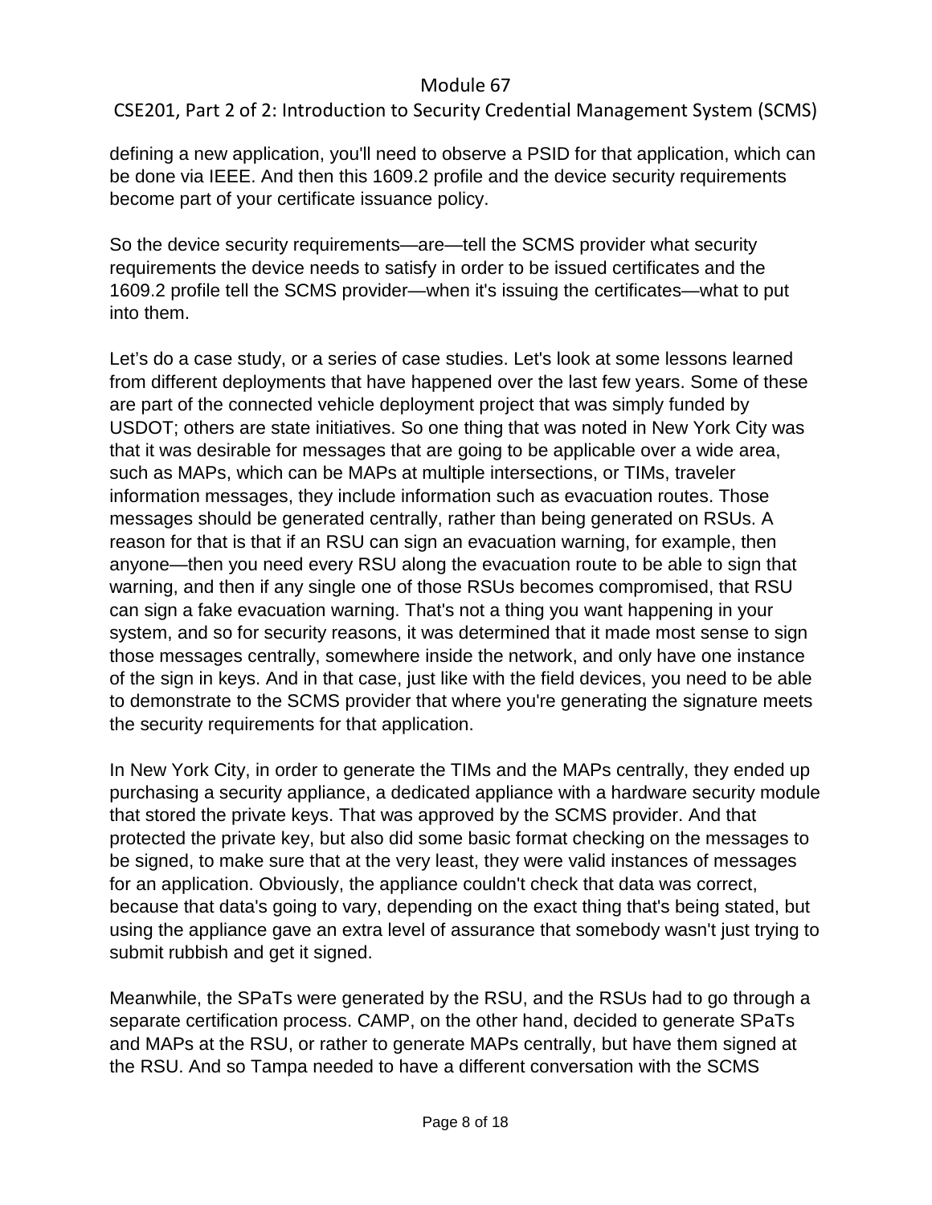defining a new application, you'll need to observe a PSID for that application, which can be done via IEEE. And then this 1609.2 profile and the device security requirements become part of your certificate issuance policy.

So the device security requirements—are—tell the SCMS provider what security requirements the device needs to satisfy in order to be issued certificates and the 1609.2 profile tell the SCMS provider—when it's issuing the certificates—what to put into them.

Let's do a case study, or a series of case studies. Let's look at some lessons learned from different deployments that have happened over the last few years. Some of these are part of the connected vehicle deployment project that was simply funded by USDOT; others are state initiatives. So one thing that was noted in New York City was that it was desirable for messages that are going to be applicable over a wide area, such as MAPs, which can be MAPs at multiple intersections, or TIMs, traveler information messages, they include information such as evacuation routes. Those messages should be generated centrally, rather than being generated on RSUs. A reason for that is that if an RSU can sign an evacuation warning, for example, then anyone—then you need every RSU along the evacuation route to be able to sign that warning, and then if any single one of those RSUs becomes compromised, that RSU can sign a fake evacuation warning. That's not a thing you want happening in your system, and so for security reasons, it was determined that it made most sense to sign those messages centrally, somewhere inside the network, and only have one instance of the sign in keys. And in that case, just like with the field devices, you need to be able to demonstrate to the SCMS provider that where you're generating the signature meets the security requirements for that application.

In New York City, in order to generate the TIMs and the MAPs centrally, they ended up purchasing a security appliance, a dedicated appliance with a hardware security module that stored the private keys. That was approved by the SCMS provider. And that protected the private key, but also did some basic format checking on the messages to be signed, to make sure that at the very least, they were valid instances of messages for an application. Obviously, the appliance couldn't check that data was correct, because that data's going to vary, depending on the exact thing that's being stated, but using the appliance gave an extra level of assurance that somebody wasn't just trying to submit rubbish and get it signed.

Meanwhile, the SPaTs were generated by the RSU, and the RSUs had to go through a separate certification process. CAMP, on the other hand, decided to generate SPaTs and MAPs at the RSU, or rather to generate MAPs centrally, but have them signed at the RSU. And so Tampa needed to have a different conversation with the SCMS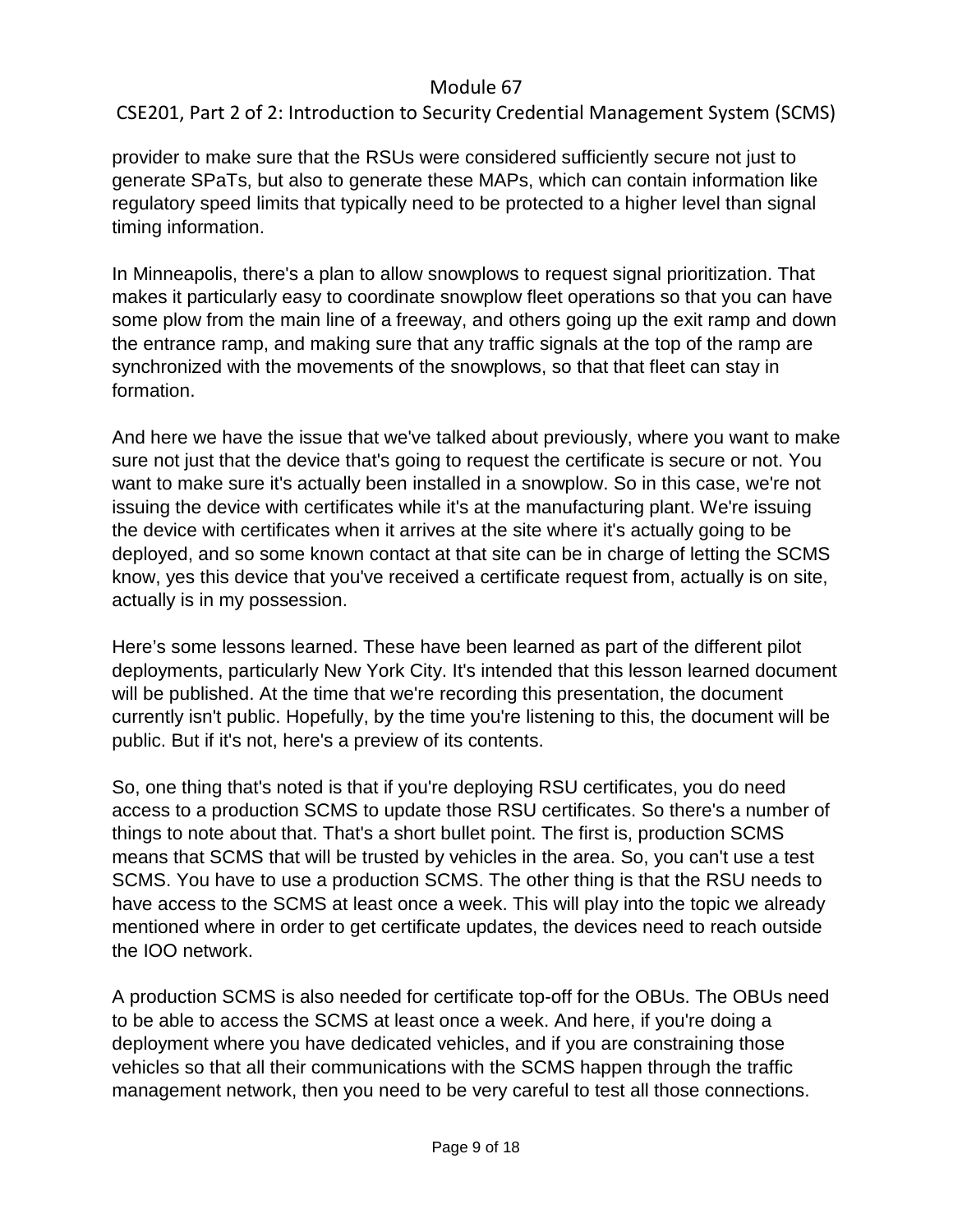provider to make sure that the RSUs were considered sufficiently secure not just to generate SPaTs, but also to generate these MAPs, which can contain information like regulatory speed limits that typically need to be protected to a higher level than signal timing information.

In Minneapolis, there's a plan to allow snowplows to request signal prioritization. That makes it particularly easy to coordinate snowplow fleet operations so that you can have some plow from the main line of a freeway, and others going up the exit ramp and down the entrance ramp, and making sure that any traffic signals at the top of the ramp are synchronized with the movements of the snowplows, so that that fleet can stay in formation.

And here we have the issue that we've talked about previously, where you want to make sure not just that the device that's going to request the certificate is secure or not. You want to make sure it's actually been installed in a snowplow. So in this case, we're not issuing the device with certificates while it's at the manufacturing plant. We're issuing the device with certificates when it arrives at the site where it's actually going to be deployed, and so some known contact at that site can be in charge of letting the SCMS know, yes this device that you've received a certificate request from, actually is on site, actually is in my possession.

Here's some lessons learned. These have been learned as part of the different pilot deployments, particularly New York City. It's intended that this lesson learned document will be published. At the time that we're recording this presentation, the document currently isn't public. Hopefully, by the time you're listening to this, the document will be public. But if it's not, here's a preview of its contents.

So, one thing that's noted is that if you're deploying RSU certificates, you do need access to a production SCMS to update those RSU certificates. So there's a number of things to note about that. That's a short bullet point. The first is, production SCMS means that SCMS that will be trusted by vehicles in the area. So, you can't use a test SCMS. You have to use a production SCMS. The other thing is that the RSU needs to have access to the SCMS at least once a week. This will play into the topic we already mentioned where in order to get certificate updates, the devices need to reach outside the IOO network.

A production SCMS is also needed for certificate top-off for the OBUs. The OBUs need to be able to access the SCMS at least once a week. And here, if you're doing a deployment where you have dedicated vehicles, and if you are constraining those vehicles so that all their communications with the SCMS happen through the traffic management network, then you need to be very careful to test all those connections.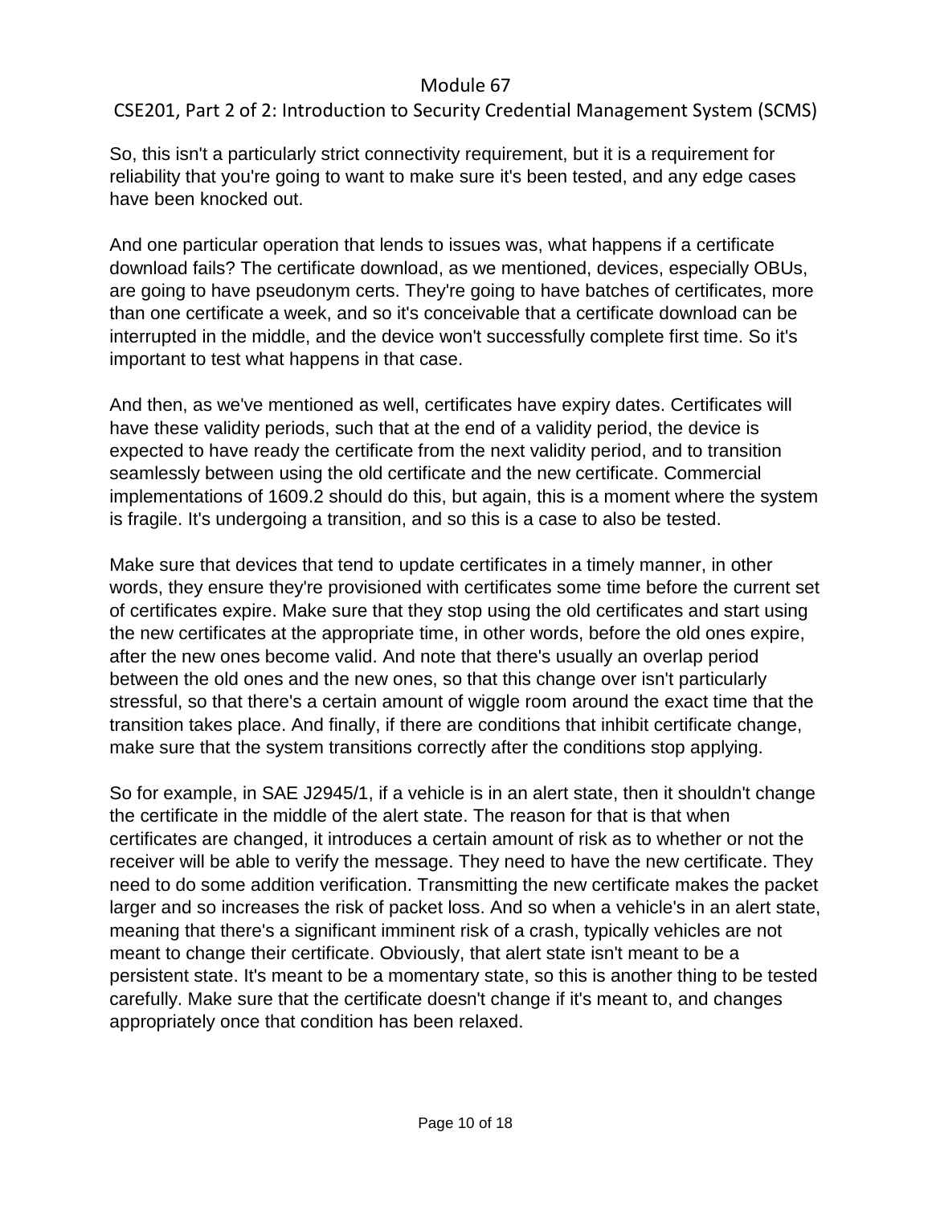So, this isn't a particularly strict connectivity requirement, but it is a requirement for reliability that you're going to want to make sure it's been tested, and any edge cases have been knocked out.

And one particular operation that lends to issues was, what happens if a certificate download fails? The certificate download, as we mentioned, devices, especially OBUs, are going to have pseudonym certs. They're going to have batches of certificates, more than one certificate a week, and so it's conceivable that a certificate download can be interrupted in the middle, and the device won't successfully complete first time. So it's important to test what happens in that case.

And then, as we've mentioned as well, certificates have expiry dates. Certificates will have these validity periods, such that at the end of a validity period, the device is expected to have ready the certificate from the next validity period, and to transition seamlessly between using the old certificate and the new certificate. Commercial implementations of 1609.2 should do this, but again, this is a moment where the system is fragile. It's undergoing a transition, and so this is a case to also be tested.

Make sure that devices that tend to update certificates in a timely manner, in other words, they ensure they're provisioned with certificates some time before the current set of certificates expire. Make sure that they stop using the old certificates and start using the new certificates at the appropriate time, in other words, before the old ones expire, after the new ones become valid. And note that there's usually an overlap period between the old ones and the new ones, so that this change over isn't particularly stressful, so that there's a certain amount of wiggle room around the exact time that the transition takes place. And finally, if there are conditions that inhibit certificate change, make sure that the system transitions correctly after the conditions stop applying.

So for example, in SAE J2945/1, if a vehicle is in an alert state, then it shouldn't change the certificate in the middle of the alert state. The reason for that is that when certificates are changed, it introduces a certain amount of risk as to whether or not the receiver will be able to verify the message. They need to have the new certificate. They need to do some addition verification. Transmitting the new certificate makes the packet larger and so increases the risk of packet loss. And so when a vehicle's in an alert state, meaning that there's a significant imminent risk of a crash, typically vehicles are not meant to change their certificate. Obviously, that alert state isn't meant to be a persistent state. It's meant to be a momentary state, so this is another thing to be tested carefully. Make sure that the certificate doesn't change if it's meant to, and changes appropriately once that condition has been relaxed.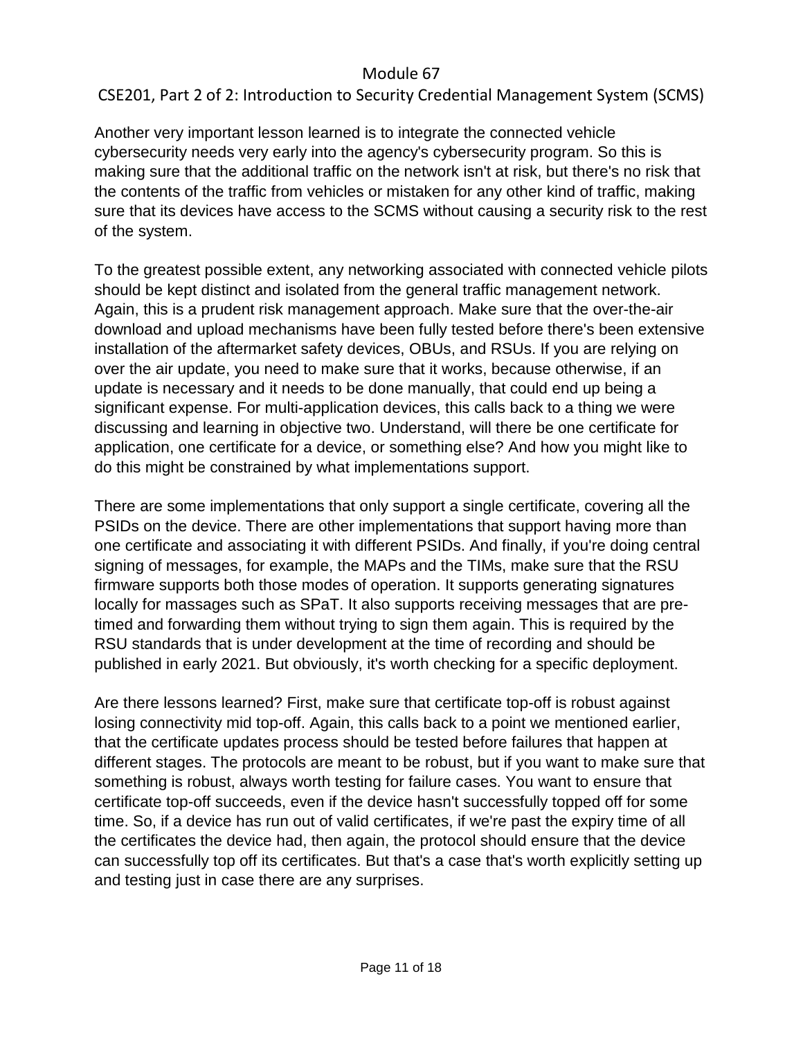Another very important lesson learned is to integrate the connected vehicle cybersecurity needs very early into the agency's cybersecurity program. So this is making sure that the additional traffic on the network isn't at risk, but there's no risk that the contents of the traffic from vehicles or mistaken for any other kind of traffic, making sure that its devices have access to the SCMS without causing a security risk to the rest of the system.

To the greatest possible extent, any networking associated with connected vehicle pilots should be kept distinct and isolated from the general traffic management network. Again, this is a prudent risk management approach. Make sure that the over-the-air download and upload mechanisms have been fully tested before there's been extensive installation of the aftermarket safety devices, OBUs, and RSUs. If you are relying on over the air update, you need to make sure that it works, because otherwise, if an update is necessary and it needs to be done manually, that could end up being a significant expense. For multi-application devices, this calls back to a thing we were discussing and learning in objective two. Understand, will there be one certificate for application, one certificate for a device, or something else? And how you might like to do this might be constrained by what implementations support.

There are some implementations that only support a single certificate, covering all the PSIDs on the device. There are other implementations that support having more than one certificate and associating it with different PSIDs. And finally, if you're doing central signing of messages, for example, the MAPs and the TIMs, make sure that the RSU firmware supports both those modes of operation. It supports generating signatures locally for massages such as SPaT. It also supports receiving messages that are pre-timed and forwarding them without trying to sign them again. This is required by the RSU standards that is under development at the time of recording and should be published in early 2021. But obviously, it's worth checking for a specific deployment.

Are there lessons learned? First, make sure that certificate top-off is robust against losing connectivity mid top-off. Again, this calls back to a point we mentioned earlier, that the certificate updates process should be tested before failures that happen at different stages. The protocols are meant to be robust, but if you want to make sure that something is robust, always worth testing for failure cases. You want to ensure that certificate top-off succeeds, even if the device hasn't successfully topped off for some time. So, if a device has run out of valid certificates, if we're past the expiry time of all the certificates the device had, then again, the protocol should ensure that the device can successfully top off its certificates. But that's a case that's worth explicitly setting up and testing just in case there are any surprises.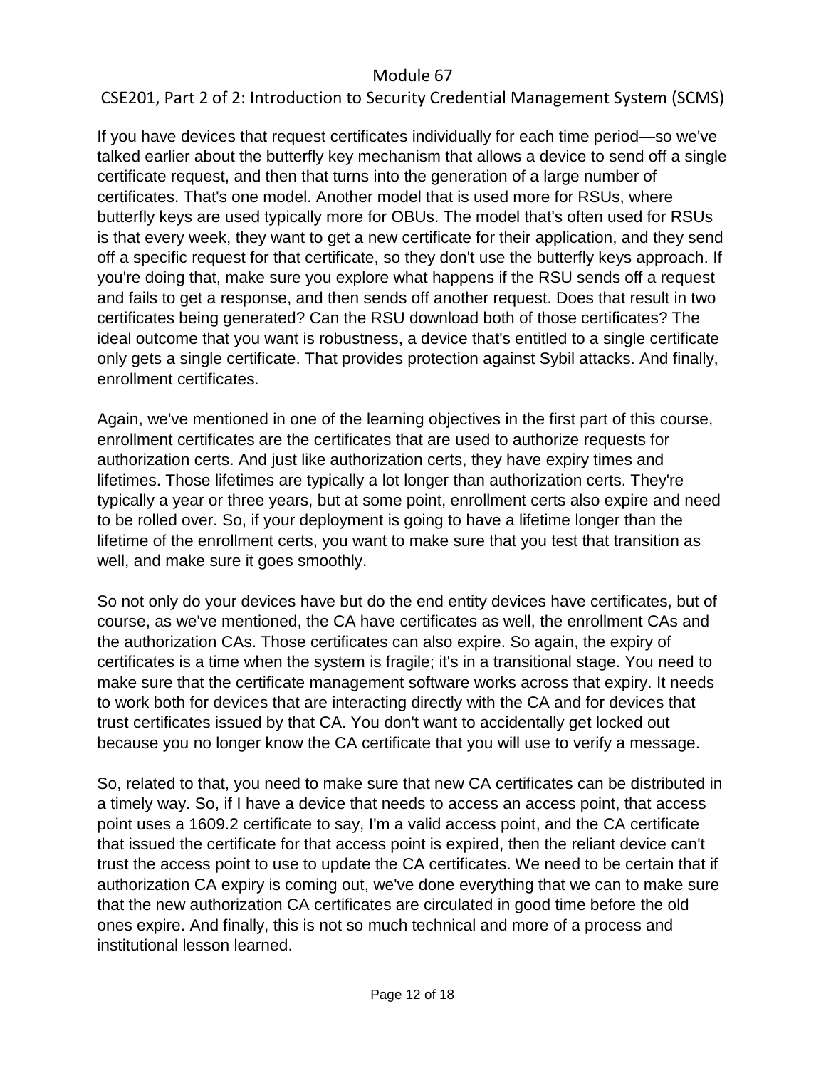If you have devices that request certificates individually for each time period—so we've talked earlier about the butterfly key mechanism that allows a device to send off a single certificate request, and then that turns into the generation of a large number of certificates. That's one model. Another model that is used more for RSUs, where butterfly keys are used typically more for OBUs. The model that's often used for RSUs is that every week, they want to get a new certificate for their application, and they send off a specific request for that certificate, so they don't use the butterfly keys approach. If you're doing that, make sure you explore what happens if the RSU sends off a request and fails to get a response, and then sends off another request. Does that result in two certificates being generated? Can the RSU download both of those certificates? The ideal outcome that you want is robustness, a device that's entitled to a single certificate only gets a single certificate. That provides protection against Sybil attacks. And finally, enrollment certificates.

Again, we've mentioned in one of the learning objectives in the first part of this course, enrollment certificates are the certificates that are used to authorize requests for authorization certs. And just like authorization certs, they have expiry times and lifetimes. Those lifetimes are typically a lot longer than authorization certs. They're typically a year or three years, but at some point, enrollment certs also expire and need to be rolled over. So, if your deployment is going to have a lifetime longer than the lifetime of the enrollment certs, you want to make sure that you test that transition as well, and make sure it goes smoothly.

So not only do your devices have but do the end entity devices have certificates, but of course, as we've mentioned, the CA have certificates as well, the enrollment CAs and the authorization CAs. Those certificates can also expire. So again, the expiry of certificates is a time when the system is fragile; it's in a transitional stage. You need to make sure that the certificate management software works across that expiry. It needs to work both for devices that are interacting directly with the CA and for devices that trust certificates issued by that CA. You don't want to accidentally get locked out because you no longer know the CA certificate that you will use to verify a message.

So, related to that, you need to make sure that new CA certificates can be distributed in a timely way. So, if I have a device that needs to access an access point, that access point uses a 1609.2 certificate to say, I'm a valid access point, and the CA certificate that issued the certificate for that access point is expired, then the reliant device can't trust the access point to use to update the CA certificates. We need to be certain that if authorization CA expiry is coming out, we've done everything that we can to make sure that the new authorization CA certificates are circulated in good time before the old ones expire. And finally, this is not so much technical and more of a process and institutional lesson learned.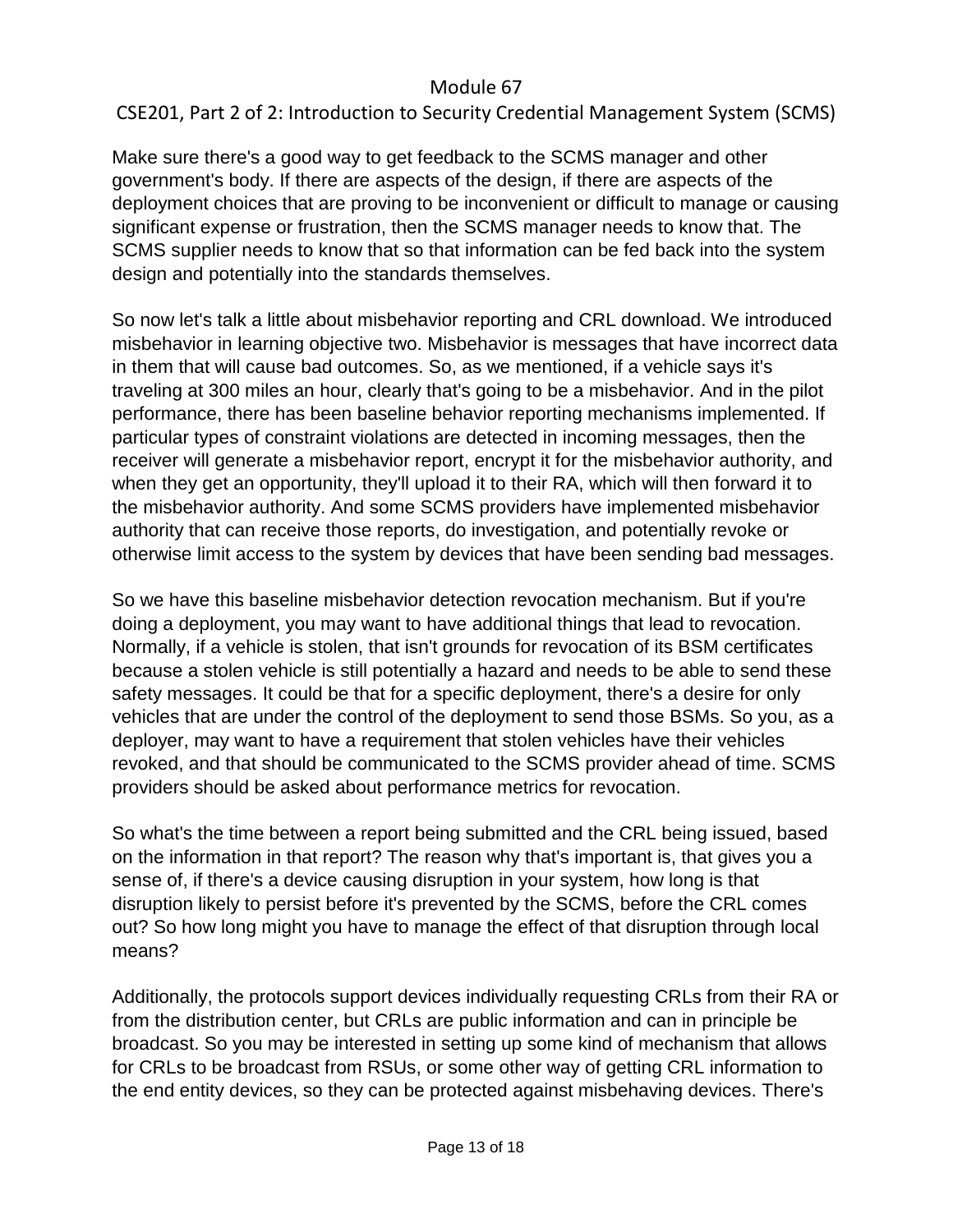Make sure there's a good way to get feedback to the SCMS manager and other government's body. If there are aspects of the design, if there are aspects of the deployment choices that are proving to be inconvenient or difficult to manage or causing significant expense or frustration, then the SCMS manager needs to know that. The SCMS supplier needs to know that so that information can be fed back into the system design and potentially into the standards themselves.

So now let's talk a little about misbehavior reporting and CRL download. We introduced misbehavior in learning objective two. Misbehavior is messages that have incorrect data in them that will cause bad outcomes. So, as we mentioned, if a vehicle says it's traveling at 300 miles an hour, clearly that's going to be a misbehavior. And in the pilot performance, there has been baseline behavior reporting mechanisms implemented. If particular types of constraint violations are detected in incoming messages, then the receiver will generate a misbehavior report, encrypt it for the misbehavior authority, and when they get an opportunity, they'll upload it to their RA, which will then forward it to the misbehavior authority. And some SCMS providers have implemented misbehavior authority that can receive those reports, do investigation, and potentially revoke or otherwise limit access to the system by devices that have been sending bad messages.

So we have this baseline misbehavior detection revocation mechanism. But if you're doing a deployment, you may want to have additional things that lead to revocation. Normally, if a vehicle is stolen, that isn't grounds for revocation of its BSM certificates because a stolen vehicle is still potentially a hazard and needs to be able to send these safety messages. It could be that for a specific deployment, there's a desire for only vehicles that are under the control of the deployment to send those BSMs. So you, as a deployer, may want to have a requirement that stolen vehicles have their vehicles revoked, and that should be communicated to the SCMS provider ahead of time. SCMS providers should be asked about performance metrics for revocation.

So what's the time between a report being submitted and the CRL being issued, based on the information in that report? The reason why that's important is, that gives you a sense of, if there's a device causing disruption in your system, how long is that disruption likely to persist before it's prevented by the SCMS, before the CRL comes out? So how long might you have to manage the effect of that disruption through local means?

Additionally, the protocols support devices individually requesting CRLs from their RA or from the distribution center, but CRLs are public information and can in principle be broadcast. So you may be interested in setting up some kind of mechanism that allows for CRLs to be broadcast from RSUs, or some other way of getting CRL information to the end entity devices, so they can be protected against misbehaving devices. There's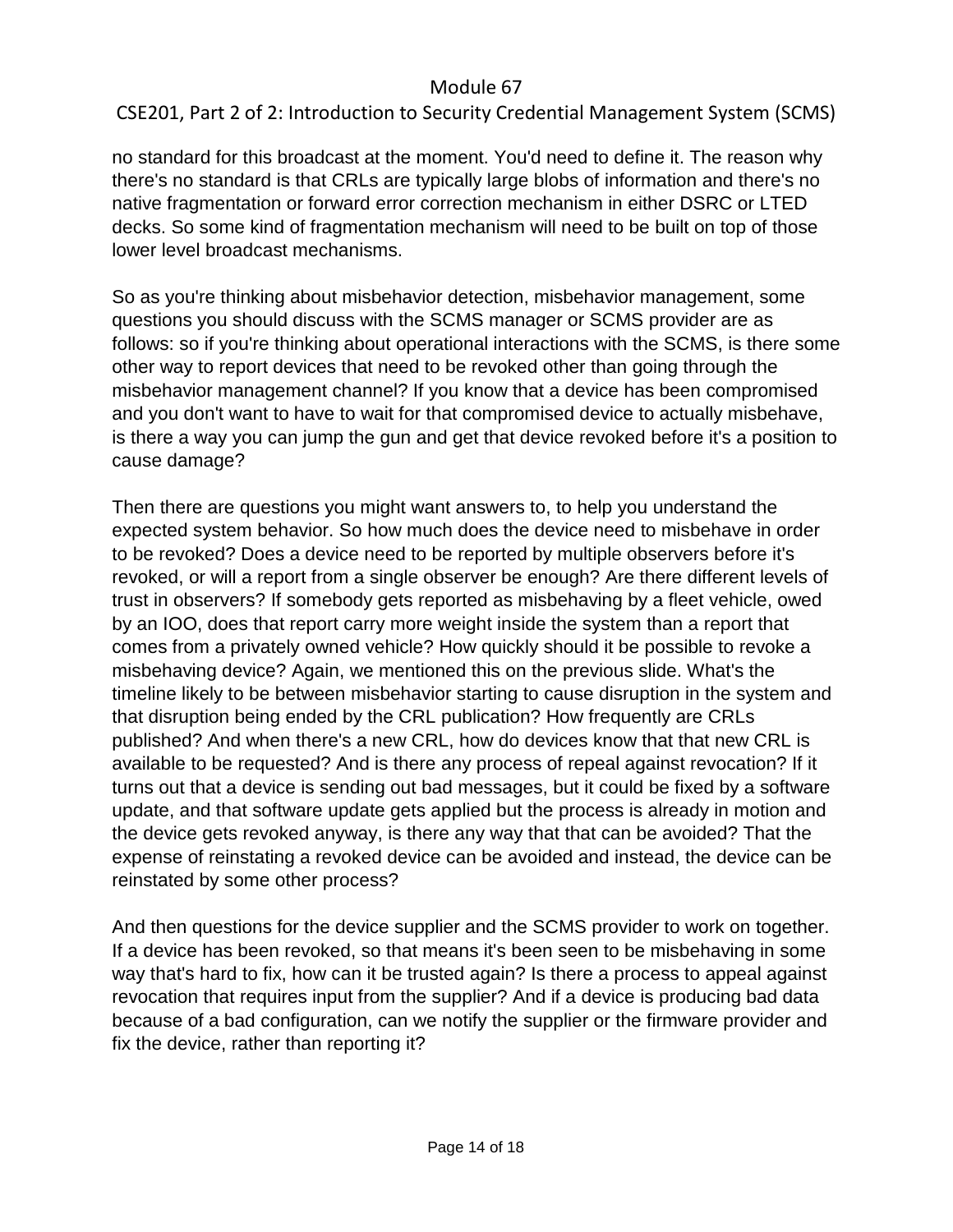no standard for this broadcast at the moment. You'd need to define it. The reason why there's no standard is that CRLs are typically large blobs of information and there's no native fragmentation or forward error correction mechanism in either DSRC or LTED decks. So some kind of fragmentation mechanism will need to be built on top of those lower level broadcast mechanisms.

So as you're thinking about misbehavior detection, misbehavior management, some questions you should discuss with the SCMS manager or SCMS provider are as follows: so if you're thinking about operational interactions with the SCMS, is there some other way to report devices that need to be revoked other than going through the misbehavior management channel? If you know that a device has been compromised and you don't want to have to wait for that compromised device to actually misbehave, is there a way you can jump the gun and get that device revoked before it's a position to cause damage?

Then there are questions you might want answers to, to help you understand the expected system behavior. So how much does the device need to misbehave in order to be revoked? Does a device need to be reported by multiple observers before it's revoked, or will a report from a single observer be enough? Are there different levels of trust in observers? If somebody gets reported as misbehaving by a fleet vehicle, owed by an IOO, does that report carry more weight inside the system than a report that comes from a privately owned vehicle? How quickly should it be possible to revoke a misbehaving device? Again, we mentioned this on the previous slide. What's the timeline likely to be between misbehavior starting to cause disruption in the system and that disruption being ended by the CRL publication? How frequently are CRLs published? And when there's a new CRL, how do devices know that that new CRL is available to be requested? And is there any process of repeal against revocation? If it turns out that a device is sending out bad messages, but it could be fixed by a software update, and that software update gets applied but the process is already in motion and the device gets revoked anyway, is there any way that that can be avoided? That the expense of reinstating a revoked device can be avoided and instead, the device can be reinstated by some other process?

And then questions for the device supplier and the SCMS provider to work on together. If a device has been revoked, so that means it's been seen to be misbehaving in some way that's hard to fix, how can it be trusted again? Is there a process to appeal against revocation that requires input from the supplier? And if a device is producing bad data because of a bad configuration, can we notify the supplier or the firmware provider and fix the device, rather than reporting it?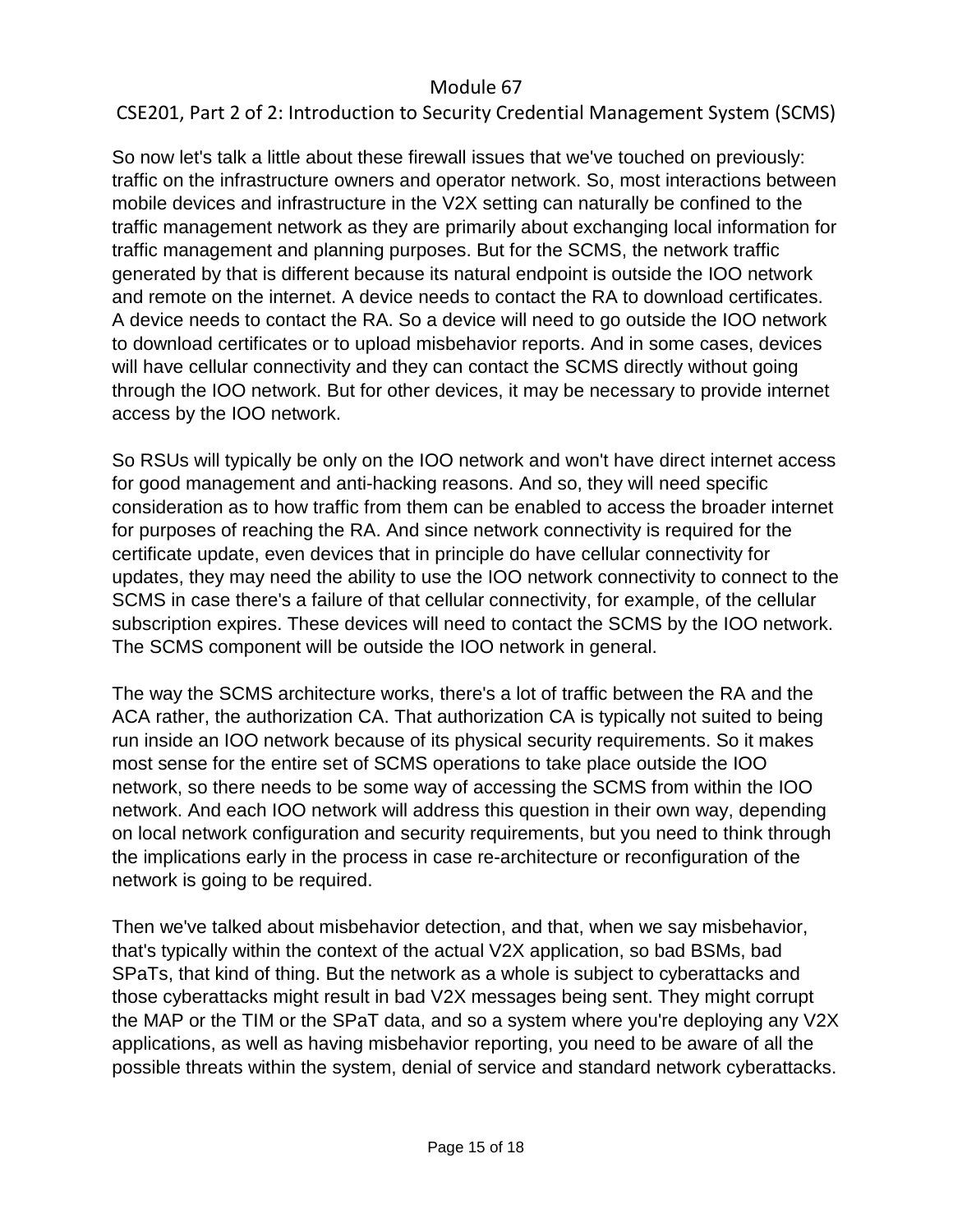So now let's talk a little about these firewall issues that we've touched on previously: traffic on the infrastructure owners and operator network. So, most interactions between mobile devices and infrastructure in the V2X setting can naturally be confined to the traffic management network as they are primarily about exchanging local information for traffic management and planning purposes. But for the SCMS, the network traffic generated by that is different because its natural endpoint is outside the IOO network and remote on the internet. A device needs to contact the RA to download certificates. A device needs to contact the RA. So a device will need to go outside the IOO network to download certificates or to upload misbehavior reports. And in some cases, devices will have cellular connectivity and they can contact the SCMS directly without going through the IOO network. But for other devices, it may be necessary to provide internet access by the IOO network.

So RSUs will typically be only on the IOO network and won't have direct internet access for good management and anti-hacking reasons. And so, they will need specific consideration as to how traffic from them can be enabled to access the broader internet for purposes of reaching the RA. And since network connectivity is required for the certificate update, even devices that in principle do have cellular connectivity for updates, they may need the ability to use the IOO network connectivity to connect to the SCMS in case there's a failure of that cellular connectivity, for example, of the cellular subscription expires. These devices will need to contact the SCMS by the IOO network. The SCMS component will be outside the IOO network in general.

The way the SCMS architecture works, there's a lot of traffic between the RA and the ACA rather, the authorization CA. That authorization CA is typically not suited to being run inside an IOO network because of its physical security requirements. So it makes most sense for the entire set of SCMS operations to take place outside the IOO network, so there needs to be some way of accessing the SCMS from within the IOO network. And each IOO network will address this question in their own way, depending on local network configuration and security requirements, but you need to think through the implications early in the process in case re-architecture or reconfiguration of the network is going to be required.

Then we've talked about misbehavior detection, and that, when we say misbehavior, that's typically within the context of the actual V2X application, so bad BSMs, bad SPaTs, that kind of thing. But the network as a whole is subject to cyberattacks and those cyberattacks might result in bad V2X messages being sent. They might corrupt the MAP or the TIM or the SPaT data, and so a system where you're deploying any V2X applications, as well as having misbehavior reporting, you need to be aware of all the possible threats within the system, denial of service and standard network cyberattacks.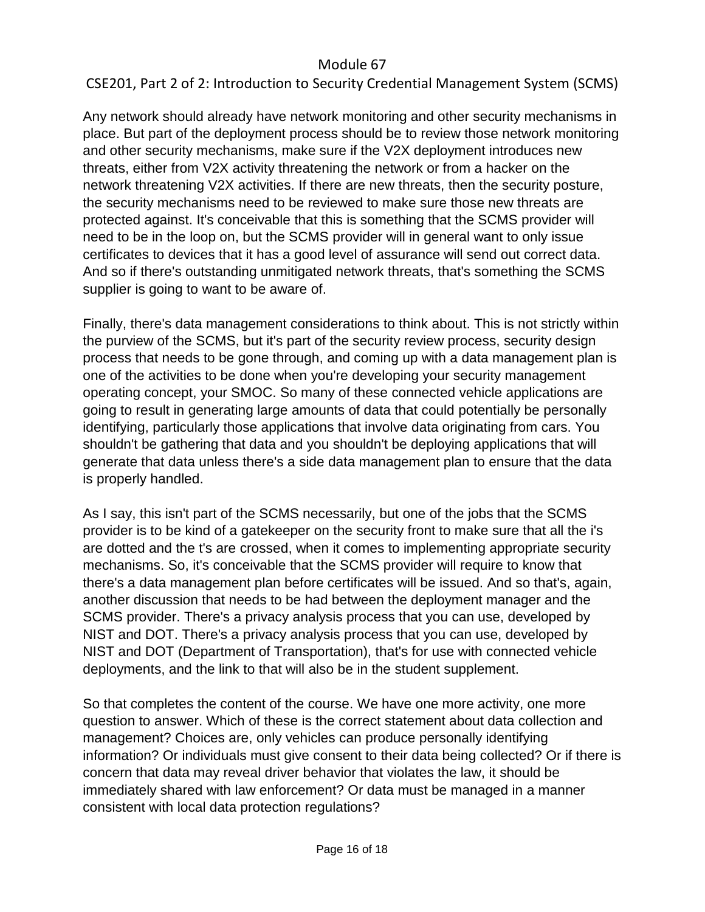Any network should already have network monitoring and other security mechanisms in place. But part of the deployment process should be to review those network monitoring and other security mechanisms, make sure if the V2X deployment introduces new threats, either from V2X activity threatening the network or from a hacker on the network threatening V2X activities. If there are new threats, then the security posture, the security mechanisms need to be reviewed to make sure those new threats are protected against. It's conceivable that this is something that the SCMS provider will need to be in the loop on, but the SCMS provider will in general want to only issue certificates to devices that it has a good level of assurance will send out correct data. And so if there's outstanding unmitigated network threats, that's something the SCMS supplier is going to want to be aware of.

Finally, there's data management considerations to think about. This is not strictly within the purview of the SCMS, but it's part of the security review process, security design process that needs to be gone through, and coming up with a data management plan is one of the activities to be done when you're developing your security management operating concept, your SMOC. So many of these connected vehicle applications are going to result in generating large amounts of data that could potentially be personally identifying, particularly those applications that involve data originating from cars. You shouldn't be gathering that data and you shouldn't be deploying applications that will generate that data unless there's a side data management plan to ensure that the data is properly handled.

As I say, this isn't part of the SCMS necessarily, but one of the jobs that the SCMS provider is to be kind of a gatekeeper on the security front to make sure that all the i's are dotted and the t's are crossed, when it comes to implementing appropriate security mechanisms. So, it's conceivable that the SCMS provider will require to know that there's a data management plan before certificates will be issued. And so that's, again, another discussion that needs to be had between the deployment manager and the SCMS provider. There's a privacy analysis process that you can use, developed by NIST and DOT. There's a privacy analysis process that you can use, developed by NIST and DOT (Department of Transportation), that's for use with connected vehicle deployments, and the link to that will also be in the student supplement.

So that completes the content of the course. We have one more activity, one more question to answer. Which of these is the correct statement about data collection and management? Choices are, only vehicles can produce personally identifying information? Or individuals must give consent to their data being collected? Or if there is concern that data may reveal driver behavior that violates the law, it should be immediately shared with law enforcement? Or data must be managed in a manner consistent with local data protection regulations?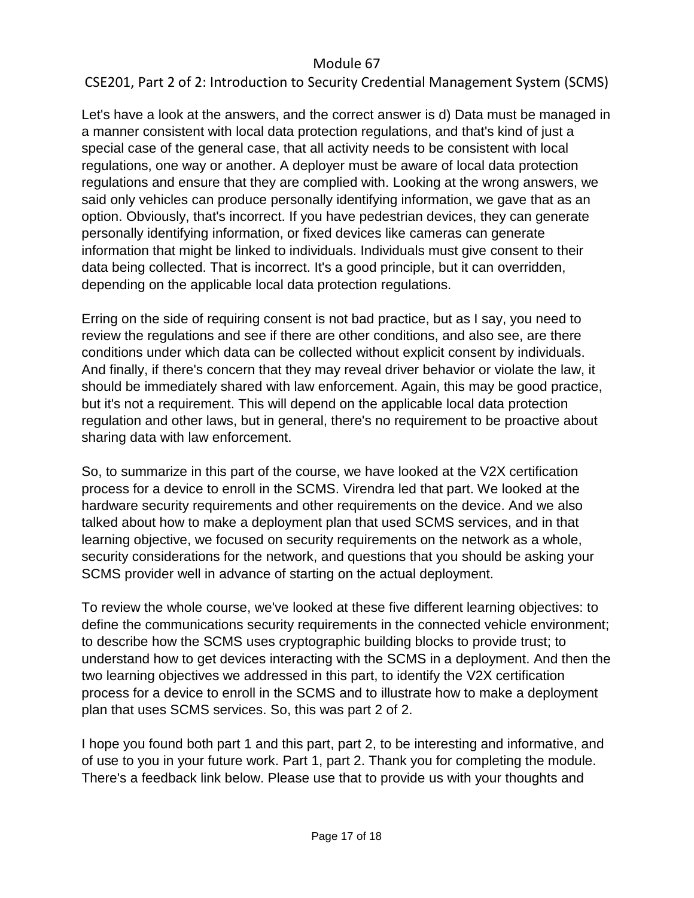Let's have a look at the answers, and the correct answer is d) Data must be managed in a manner consistent with local data protection regulations, and that's kind of just a special case of the general case, that all activity needs to be consistent with local regulations, one way or another. A deployer must be aware of local data protection regulations and ensure that they are complied with. Looking at the wrong answers, we said only vehicles can produce personally identifying information, we gave that as an option. Obviously, that's incorrect. If you have pedestrian devices, they can generate personally identifying information, or fixed devices like cameras can generate information that might be linked to individuals. Individuals must give consent to their data being collected. That is incorrect. It's a good principle, but it can overridden, depending on the applicable local data protection regulations.

Erring on the side of requiring consent is not bad practice, but as I say, you need to review the regulations and see if there are other conditions, and also see, are there conditions under which data can be collected without explicit consent by individuals. And finally, if there's concern that they may reveal driver behavior or violate the law, it should be immediately shared with law enforcement. Again, this may be good practice, but it's not a requirement. This will depend on the applicable local data protection regulation and other laws, but in general, there's no requirement to be proactive about sharing data with law enforcement.

So, to summarize in this part of the course, we have looked at the V2X certification process for a device to enroll in the SCMS. Virendra led that part. We looked at the hardware security requirements and other requirements on the device. And we also talked about how to make a deployment plan that used SCMS services, and in that learning objective, we focused on security requirements on the network as a whole, security considerations for the network, and questions that you should be asking your SCMS provider well in advance of starting on the actual deployment.

To review the whole course, we've looked at these five different learning objectives: to define the communications security requirements in the connected vehicle environment; to describe how the SCMS uses cryptographic building blocks to provide trust; to understand how to get devices interacting with the SCMS in a deployment. And then the two learning objectives we addressed in this part, to identify the V2X certification process for a device to enroll in the SCMS and to illustrate how to make a deployment plan that uses SCMS services. So, this was part 2 of 2.

I hope you found both part 1 and this part, part 2, to be interesting and informative, and of use to you in your future work. Part 1, part 2. Thank you for completing the module. There's a feedback link below. Please use that to provide us with your thoughts and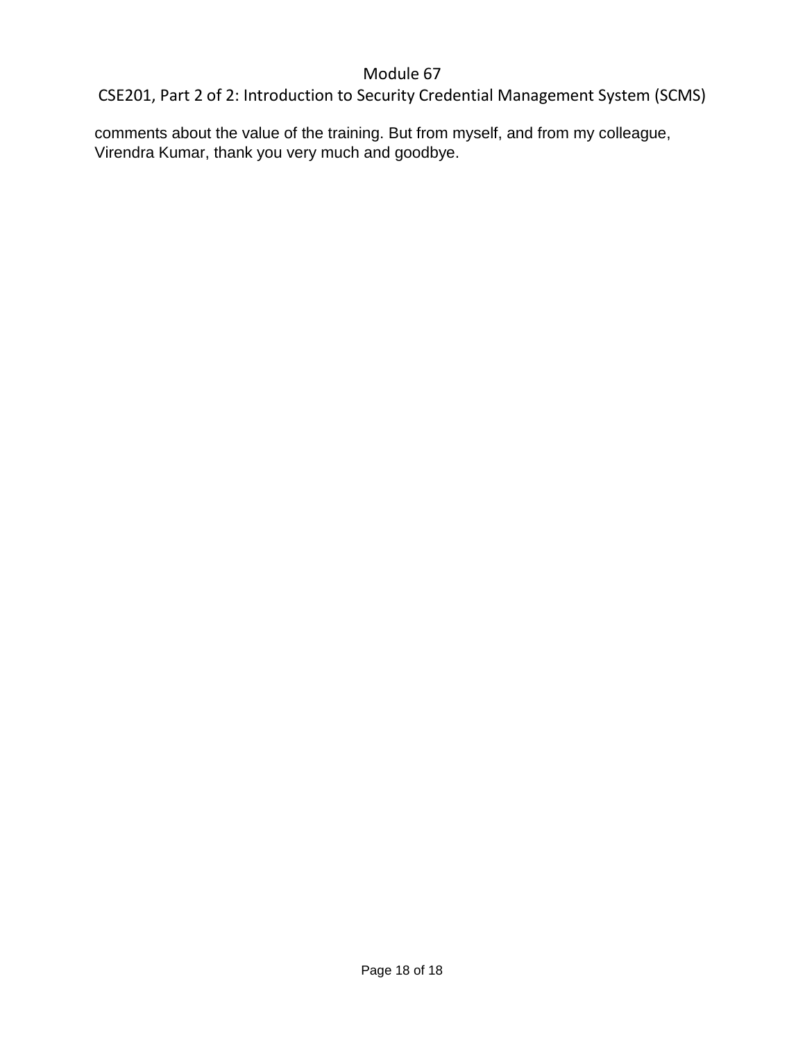comments about the value of the training. But from myself, and from my colleague, Virendra Kumar, thank you very much and goodbye.